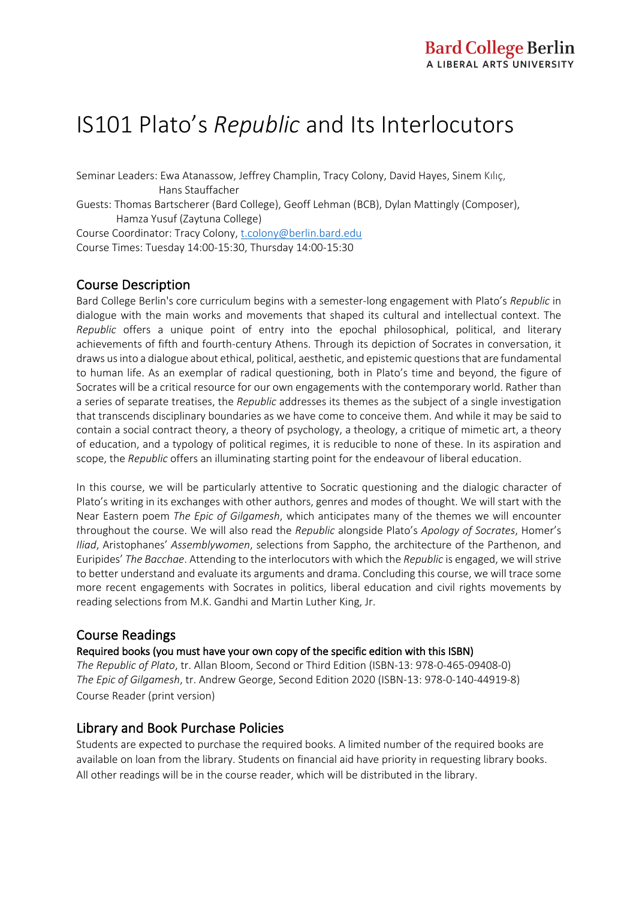Bard College Berlin
A LIBERAL ARTS UNIVERSITY

# IS101 Plato's *Republic* and Its Interlocutors

Seminar Leaders: Ewa Atanassow, Jeffrey Champlin, Tracy Colony, David Hayes, Sinem Kılıç, Hans Stauffacher
Guests: Thomas Bartscherer (Bard College), Geoff Lehman (BCB), Dylan Mattingly (Composer), Hamza Yusuf (Zaytuna College)
Course Coordinator: Tracy Colony, t.colony@berlin.bard.edu
Course Times: Tuesday 14:00-15:30, Thursday 14:00-15:30

## Course Description

Bard College Berlin's core curriculum begins with a semester-long engagement with Plato's *Republic* in dialogue with the main works and movements that shaped its cultural and intellectual context. The *Republic* offers a unique point of entry into the epochal philosophical, political, and literary achievements of fifth and fourth-century Athens. Through its depiction of Socrates in conversation, it draws us into a dialogue about ethical, political, aesthetic, and epistemic questions that are fundamental to human life. As an exemplar of radical questioning, both in Plato's time and beyond, the figure of Socrates will be a critical resource for our own engagements with the contemporary world. Rather than a series of separate treatises, the *Republic* addresses its themes as the subject of a single investigation that transcends disciplinary boundaries as we have come to conceive them. And while it may be said to contain a social contract theory, a theory of psychology, a theology, a critique of mimetic art, a theory of education, and a typology of political regimes, it is reducible to none of these. In its aspiration and scope, the *Republic* offers an illuminating starting point for the endeavour of liberal education.

In this course, we will be particularly attentive to Socratic questioning and the dialogic character of Plato's writing in its exchanges with other authors, genres and modes of thought. We will start with the Near Eastern poem *The Epic of Gilgamesh*, which anticipates many of the themes we will encounter throughout the course. We will also read the *Republic* alongside Plato's *Apology of Socrates*, Homer's *Iliad*, Aristophanes' *Assemblywomen*, selections from Sappho, the architecture of the Parthenon, and Euripides' *The Bacchae*. Attending to the interlocutors with which the *Republic* is engaged, we will strive to better understand and evaluate its arguments and drama. Concluding this course, we will trace some more recent engagements with Socrates in politics, liberal education and civil rights movements by reading selections from M.K. Gandhi and Martin Luther King, Jr.

## Course Readings

**Required books (you must have your own copy of the specific edition with this ISBN)**

*The Republic of Plato*, tr. Allan Bloom, Second or Third Edition (ISBN-13: 978-0-465-09408-0)
*The Epic of Gilgamesh*, tr. Andrew George, Second Edition 2020 (ISBN-13: 978-0-140-44919-8)
Course Reader (print version)

## Library and Book Purchase Policies

Students are expected to purchase the required books. A limited number of the required books are available on loan from the library. Students on financial aid have priority in requesting library books. All other readings will be in the course reader, which will be distributed in the library.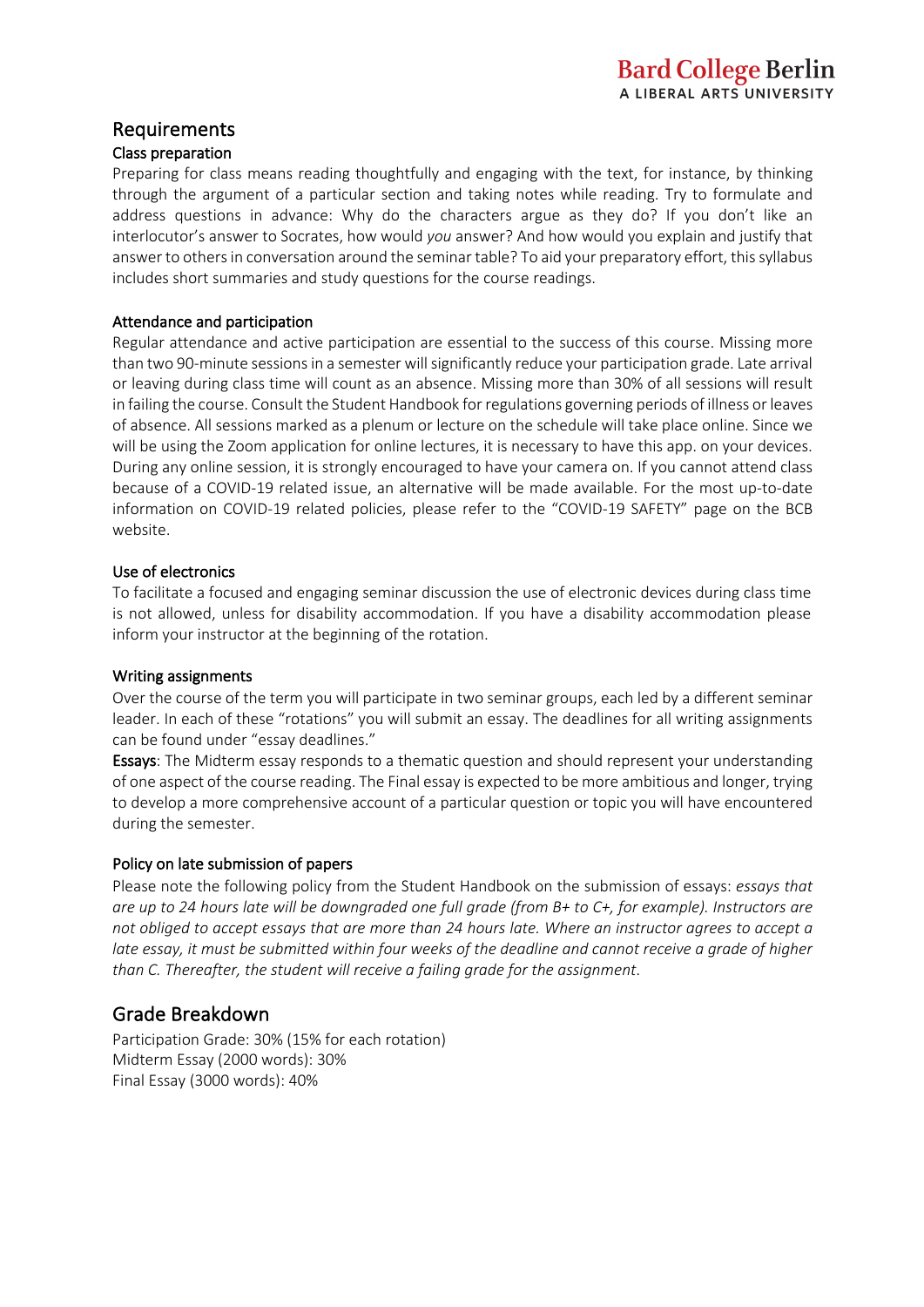## Requirements

### Class preparation

Preparing for class means reading thoughtfully and engaging with the text, for instance, by thinking through the argument of a particular section and taking notes while reading. Try to formulate and address questions in advance: Why do the characters argue as they do? If you don't like an interlocutor's answer to Socrates, how would *you* answer? And how would you explain and justify that answer to others in conversation around the seminar table? To aid your preparatory effort, this syllabus includes short summaries and study questions for the course readings.

### Attendance and participation

Regular attendance and active participation are essential to the success of this course. Missing more than two 90-minute sessions in a semester will significantly reduce your participation grade. Late arrival or leaving during class time will count as an absence. Missing more than 30% of all sessions will result in failing the course. Consult the Student Handbook for regulations governing periods of illness or leaves of absence. All sessions marked as a plenum or lecture on the schedule will take place online. Since we will be using the Zoom application for online lectures, it is necessary to have this app. on your devices. During any online session, it is strongly encouraged to have your camera on. If you cannot attend class because of a COVID-19 related issue, an alternative will be made available. For the most up-to-date information on COVID-19 related policies, please refer to the "COVID-19 SAFETY" page on the BCB website.

### Use of electronics

To facilitate a focused and engaging seminar discussion the use of electronic devices during class time is not allowed, unless for disability accommodation. If you have a disability accommodation please inform your instructor at the beginning of the rotation.

### Writing assignments

Over the course of the term you will participate in two seminar groups, each led by a different seminar leader. In each of these "rotations" you will submit an essay. The deadlines for all writing assignments can be found under "essay deadlines."

**Essays**: The Midterm essay responds to a thematic question and should represent your understanding of one aspect of the course reading. The Final essay is expected to be more ambitious and longer, trying to develop a more comprehensive account of a particular question or topic you will have encountered during the semester.

### Policy on late submission of papers

Please note the following policy from the Student Handbook on the submission of essays: *essays that are up to 24 hours late will be downgraded one full grade (from B+ to C+, for example). Instructors are not obliged to accept essays that are more than 24 hours late. Where an instructor agrees to accept a late essay, it must be submitted within four weeks of the deadline and cannot receive a grade of higher than C. Thereafter, the student will receive a failing grade for the assignment.*

## Grade Breakdown

Participation Grade: 30% (15% for each rotation)
Midterm Essay (2000 words): 30%
Final Essay (3000 words): 40%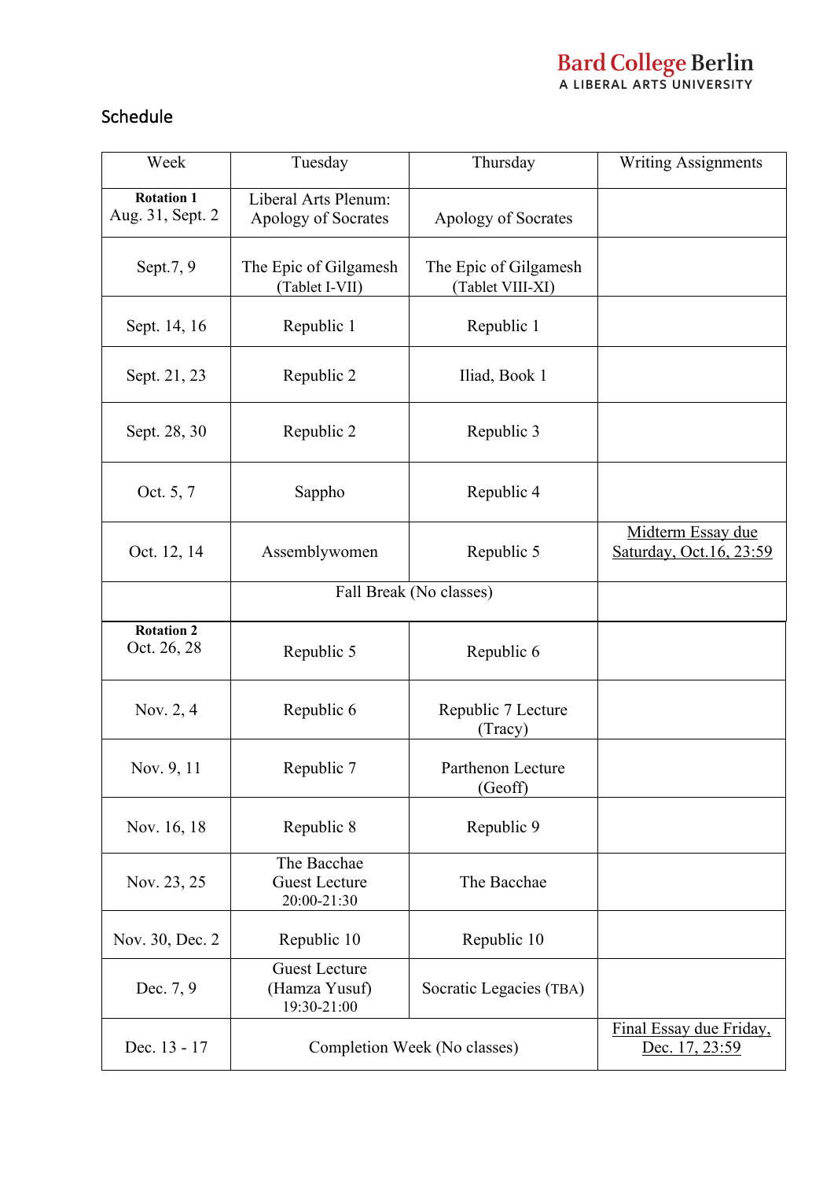## Schedule

| Week | Tuesday | Thursday | Writing Assignments |
|---|---|---|---|
| **Rotation 1** Aug. 31, Sept. 2 | Liberal Arts Plenum: Apology of Socrates | Apology of Socrates | |
| Sept.7, 9 | The Epic of Gilgamesh (Tablet I-VII) | The Epic of Gilgamesh (Tablet VIII-XI) | |
| Sept. 14, 16 | Republic 1 | Republic 1 | |
| Sept. 21, 23 | Republic 2 | Iliad, Book 1 | |
| Sept. 28, 30 | Republic 2 | Republic 3 | |
| Oct. 5, 7 | Sappho | Republic 4 | |
| Oct. 12, 14 | Assemblywomen | Republic 5 | Midterm Essay due Saturday, Oct.16, 23:59 |
| | Fall Break (No classes) | | |
| **Rotation 2** Oct. 26, 28 | Republic 5 | Republic 6 | |
| Nov. 2, 4 | Republic 6 | Republic 7 Lecture (Tracy) | |
| Nov. 9, 11 | Republic 7 | Parthenon Lecture (Geoff) | |
| Nov. 16, 18 | Republic 8 | Republic 9 | |
| Nov. 23, 25 | The Bacchae Guest Lecture 20:00-21:30 | The Bacchae | |
| Nov. 30, Dec. 2 | Republic 10 | Republic 10 | |
| Dec. 7, 9 | Guest Lecture (Hamza Yusuf) 19:30-21:00 | Socratic Legacies (TBA) | |
| Dec. 13 - 17 | Completion Week (No classes) | | Final Essay due Friday, Dec. 17, 23:59 |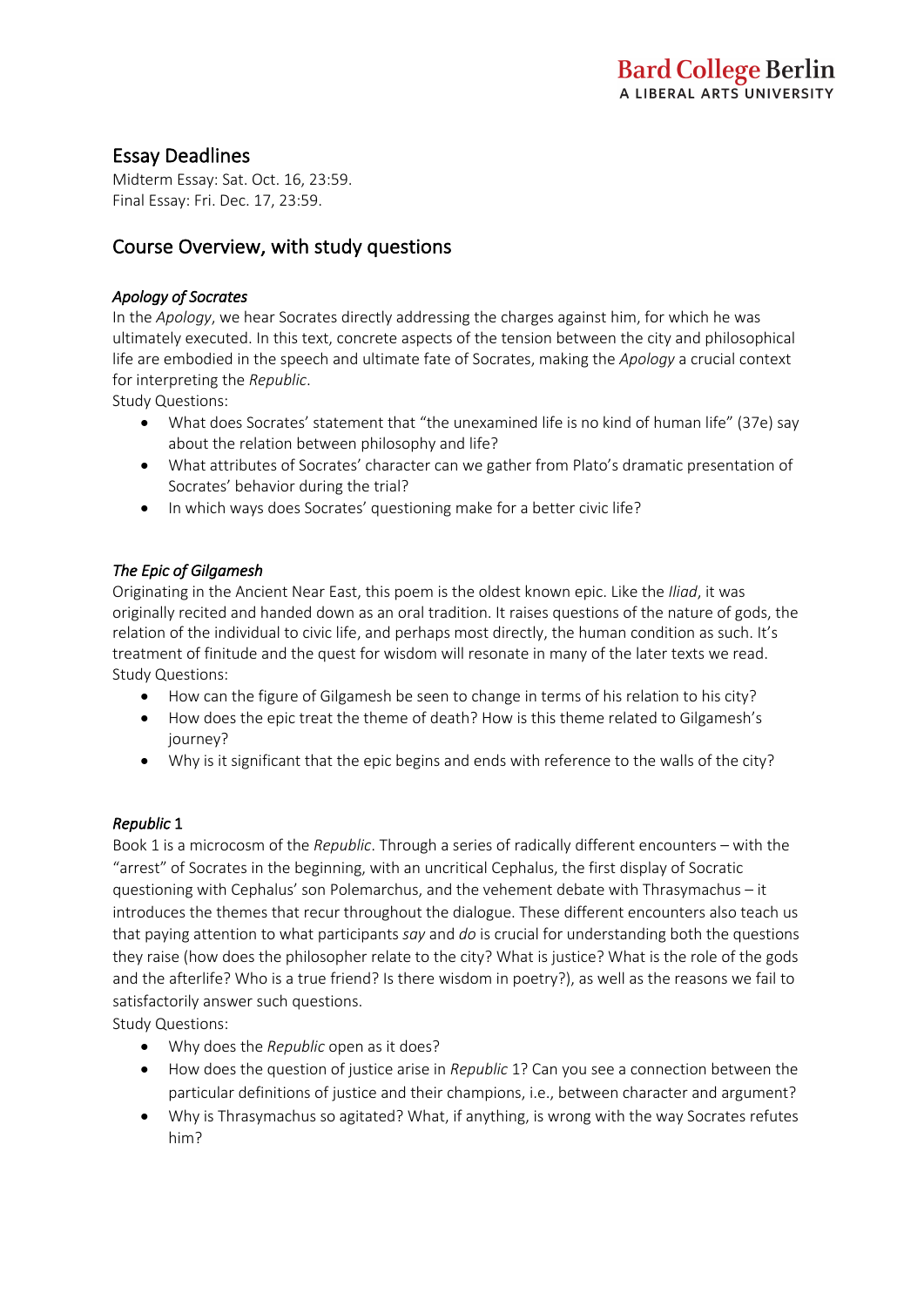## Essay Deadlines

Midterm Essay: Sat. Oct. 16, 23:59.
Final Essay: Fri. Dec. 17, 23:59.

## Course Overview, with study questions

### *Apology of Socrates*

In the *Apology*, we hear Socrates directly addressing the charges against him, for which he was ultimately executed. In this text, concrete aspects of the tension between the city and philosophical life are embodied in the speech and ultimate fate of Socrates, making the *Apology* a crucial context for interpreting the *Republic*.

Study Questions:

- What does Socrates' statement that "the unexamined life is no kind of human life" (37e) say about the relation between philosophy and life?
- What attributes of Socrates' character can we gather from Plato's dramatic presentation of Socrates' behavior during the trial?
- In which ways does Socrates' questioning make for a better civic life?

### *The Epic of Gilgamesh*

Originating in the Ancient Near East, this poem is the oldest known epic. Like the *Iliad*, it was originally recited and handed down as an oral tradition. It raises questions of the nature of gods, the relation of the individual to civic life, and perhaps most directly, the human condition as such. It's treatment of finitude and the quest for wisdom will resonate in many of the later texts we read.

Study Questions:

- How can the figure of Gilgamesh be seen to change in terms of his relation to his city?
- How does the epic treat the theme of death? How is this theme related to Gilgamesh's journey?
- Why is it significant that the epic begins and ends with reference to the walls of the city?

### *Republic* 1

Book 1 is a microcosm of the *Republic*. Through a series of radically different encounters – with the "arrest" of Socrates in the beginning, with an uncritical Cephalus, the first display of Socratic questioning with Cephalus' son Polemarchus, and the vehement debate with Thrasymachus – it introduces the themes that recur throughout the dialogue. These different encounters also teach us that paying attention to what participants *say* and *do* is crucial for understanding both the questions they raise (how does the philosopher relate to the city? What is justice? What is the role of the gods and the afterlife? Who is a true friend? Is there wisdom in poetry?), as well as the reasons we fail to satisfactorily answer such questions.

Study Questions:

- Why does the *Republic* open as it does?
- How does the question of justice arise in *Republic* 1? Can you see a connection between the particular definitions of justice and their champions, i.e., between character and argument?
- Why is Thrasymachus so agitated? What, if anything, is wrong with the way Socrates refutes him?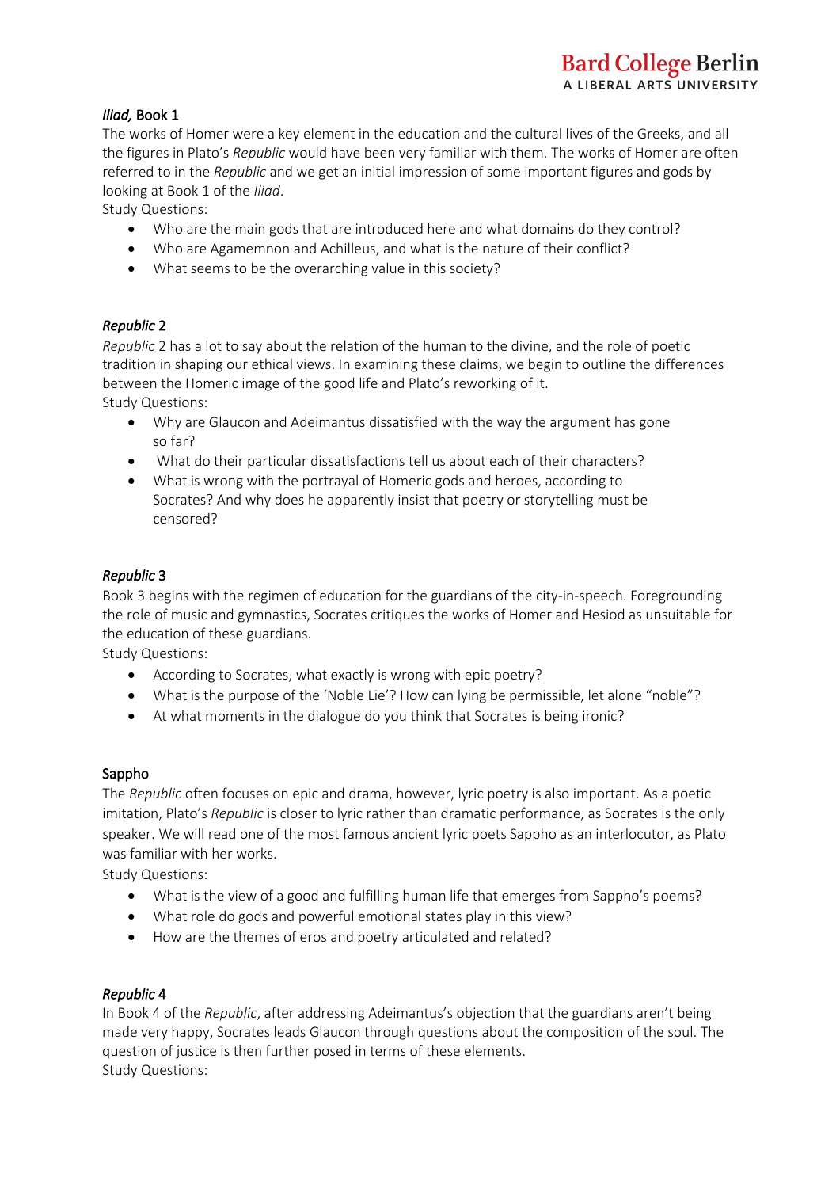### *Iliad*, Book 1

The works of Homer were a key element in the education and the cultural lives of the Greeks, and all the figures in Plato's *Republic* would have been very familiar with them. The works of Homer are often referred to in the *Republic* and we get an initial impression of some important figures and gods by looking at Book 1 of the *Iliad*.

Study Questions:

- Who are the main gods that are introduced here and what domains do they control?
- Who are Agamemnon and Achilleus, and what is the nature of their conflict?
- What seems to be the overarching value in this society?

### *Republic* 2

*Republic* 2 has a lot to say about the relation of the human to the divine, and the role of poetic tradition in shaping our ethical views. In examining these claims, we begin to outline the differences between the Homeric image of the good life and Plato's reworking of it.

Study Questions:

- Why are Glaucon and Adeimantus dissatisfied with the way the argument has gone so far?
- What do their particular dissatisfactions tell us about each of their characters?
- What is wrong with the portrayal of Homeric gods and heroes, according to Socrates? And why does he apparently insist that poetry or storytelling must be censored?

### *Republic* 3

Book 3 begins with the regimen of education for the guardians of the city-in-speech. Foregrounding the role of music and gymnastics, Socrates critiques the works of Homer and Hesiod as unsuitable for the education of these guardians.

Study Questions:

- According to Socrates, what exactly is wrong with epic poetry?
- What is the purpose of the 'Noble Lie'? How can lying be permissible, let alone "noble"?
- At what moments in the dialogue do you think that Socrates is being ironic?

### Sappho

The *Republic* often focuses on epic and drama, however, lyric poetry is also important. As a poetic imitation, Plato's *Republic* is closer to lyric rather than dramatic performance, as Socrates is the only speaker. We will read one of the most famous ancient lyric poets Sappho as an interlocutor, as Plato was familiar with her works.

Study Questions:

- What is the view of a good and fulfilling human life that emerges from Sappho's poems?
- What role do gods and powerful emotional states play in this view?
- How are the themes of eros and poetry articulated and related?

### *Republic* 4

In Book 4 of the *Republic*, after addressing Adeimantus's objection that the guardians aren't being made very happy, Socrates leads Glaucon through questions about the composition of the soul. The question of justice is then further posed in terms of these elements.

Study Questions: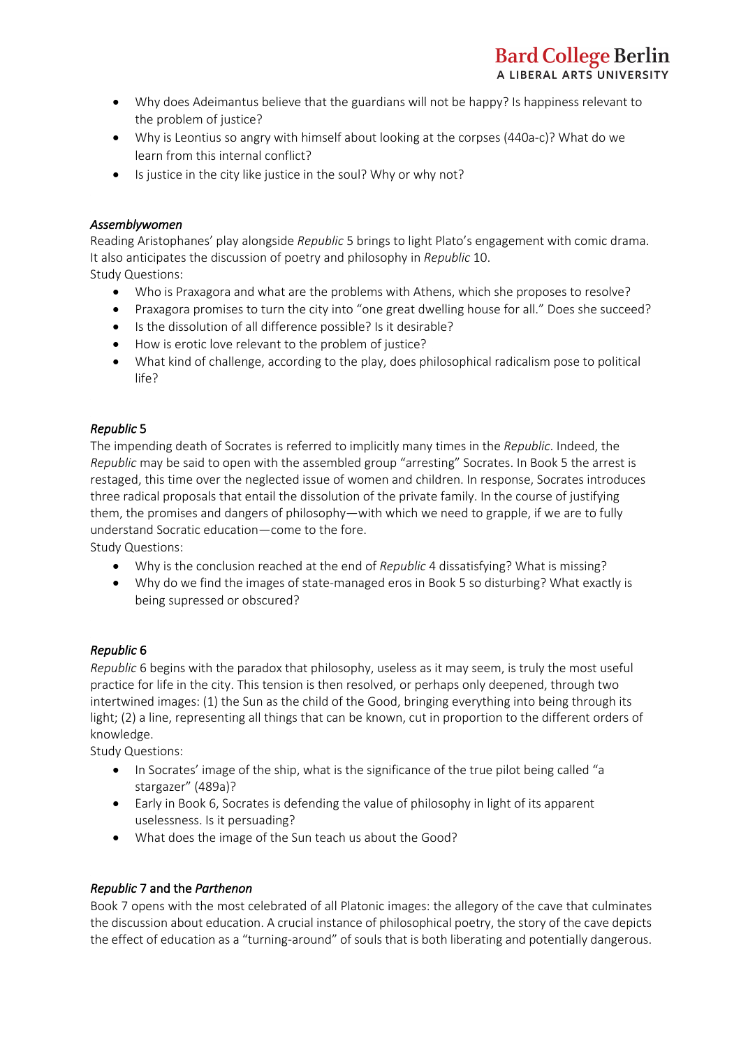- Why does Adeimantus believe that the guardians will not be happy? Is happiness relevant to the problem of justice?
- Why is Leontius so angry with himself about looking at the corpses (440a-c)? What do we learn from this internal conflict?
- Is justice in the city like justice in the soul? Why or why not?

### *Assemblywomen*

Reading Aristophanes' play alongside *Republic* 5 brings to light Plato's engagement with comic drama. It also anticipates the discussion of poetry and philosophy in *Republic* 10.
Study Questions:

- Who is Praxagora and what are the problems with Athens, which she proposes to resolve?
- Praxagora promises to turn the city into "one great dwelling house for all." Does she succeed?
- Is the dissolution of all difference possible? Is it desirable?
- How is erotic love relevant to the problem of justice?
- What kind of challenge, according to the play, does philosophical radicalism pose to political life?

### *Republic* 5

The impending death of Socrates is referred to implicitly many times in the *Republic*. Indeed, the *Republic* may be said to open with the assembled group "arresting" Socrates. In Book 5 the arrest is restaged, this time over the neglected issue of women and children. In response, Socrates introduces three radical proposals that entail the dissolution of the private family. In the course of justifying them, the promises and dangers of philosophy—with which we need to grapple, if we are to fully understand Socratic education—come to the fore.
Study Questions:

- Why is the conclusion reached at the end of *Republic* 4 dissatisfying? What is missing?
- Why do we find the images of state-managed eros in Book 5 so disturbing? What exactly is being supressed or obscured?

### *Republic* 6

*Republic* 6 begins with the paradox that philosophy, useless as it may seem, is truly the most useful practice for life in the city. This tension is then resolved, or perhaps only deepened, through two intertwined images: (1) the Sun as the child of the Good, bringing everything into being through its light; (2) a line, representing all things that can be known, cut in proportion to the different orders of knowledge.
Study Questions:

- In Socrates' image of the ship, what is the significance of the true pilot being called "a stargazer" (489a)?
- Early in Book 6, Socrates is defending the value of philosophy in light of its apparent uselessness. Is it persuading?
- What does the image of the Sun teach us about the Good?

### *Republic* 7 and the *Parthenon*

Book 7 opens with the most celebrated of all Platonic images: the allegory of the cave that culminates the discussion about education. A crucial instance of philosophical poetry, the story of the cave depicts the effect of education as a "turning-around" of souls that is both liberating and potentially dangerous.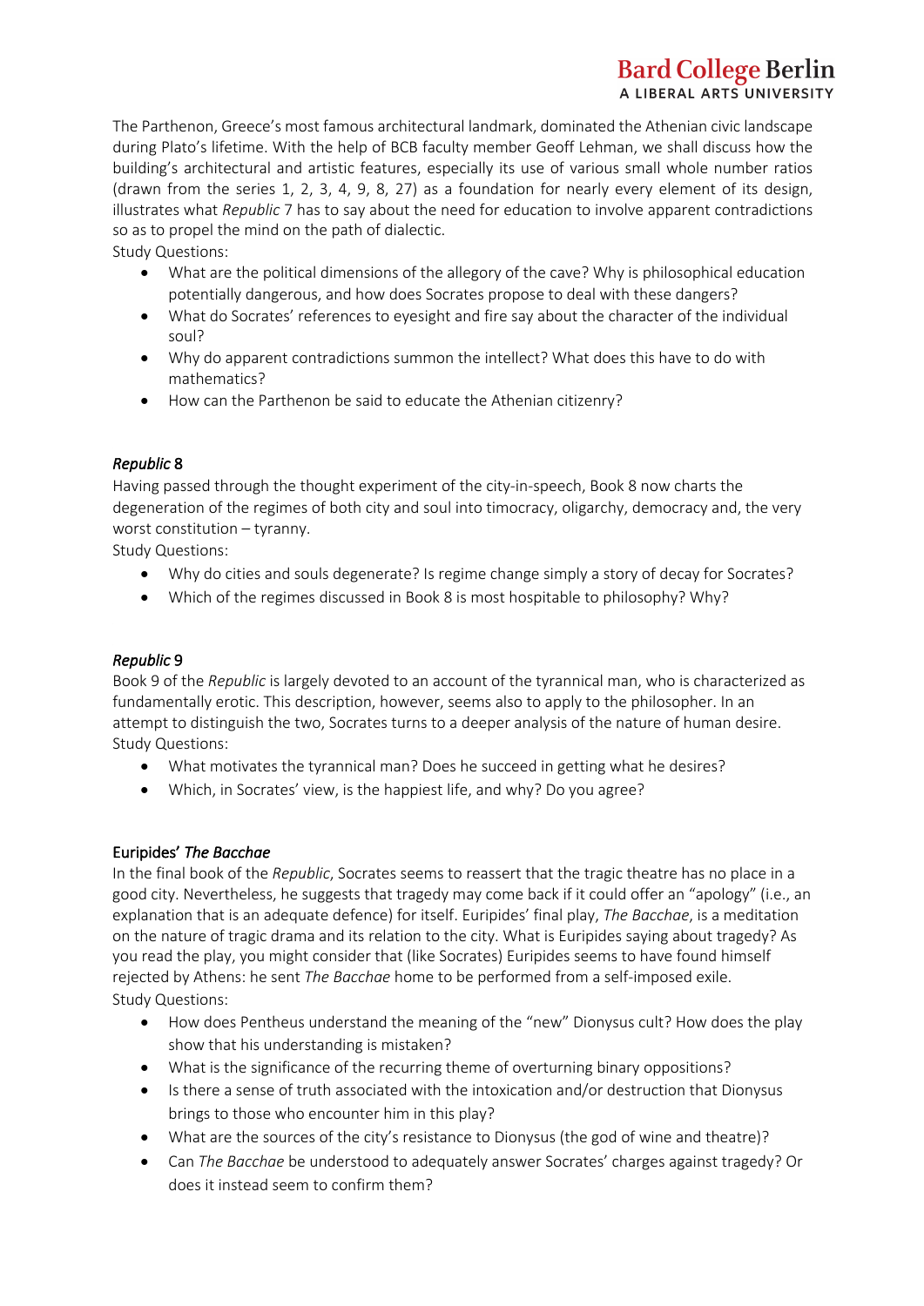The Parthenon, Greece's most famous architectural landmark, dominated the Athenian civic landscape during Plato's lifetime. With the help of BCB faculty member Geoff Lehman, we shall discuss how the building's architectural and artistic features, especially its use of various small whole number ratios (drawn from the series 1, 2, 3, 4, 9, 8, 27) as a foundation for nearly every element of its design, illustrates what *Republic* 7 has to say about the need for education to involve apparent contradictions so as to propel the mind on the path of dialectic.

Study Questions:

- What are the political dimensions of the allegory of the cave? Why is philosophical education potentially dangerous, and how does Socrates propose to deal with these dangers?
- What do Socrates' references to eyesight and fire say about the character of the individual soul?
- Why do apparent contradictions summon the intellect? What does this have to do with mathematics?
- How can the Parthenon be said to educate the Athenian citizenry?

## *Republic* 8

Having passed through the thought experiment of the city-in-speech, Book 8 now charts the degeneration of the regimes of both city and soul into timocracy, oligarchy, democracy and, the very worst constitution – tyranny.

Study Questions:

- Why do cities and souls degenerate? Is regime change simply a story of decay for Socrates?
- Which of the regimes discussed in Book 8 is most hospitable to philosophy? Why?

## *Republic* 9

Book 9 of the *Republic* is largely devoted to an account of the tyrannical man, who is characterized as fundamentally erotic. This description, however, seems also to apply to the philosopher. In an attempt to distinguish the two, Socrates turns to a deeper analysis of the nature of human desire.

Study Questions:

- What motivates the tyrannical man? Does he succeed in getting what he desires?
- Which, in Socrates' view, is the happiest life, and why? Do you agree?

## Euripides' *The Bacchae*

In the final book of the *Republic*, Socrates seems to reassert that the tragic theatre has no place in a good city. Nevertheless, he suggests that tragedy may come back if it could offer an "apology" (i.e., an explanation that is an adequate defence) for itself. Euripides' final play, *The Bacchae*, is a meditation on the nature of tragic drama and its relation to the city. What is Euripides saying about tragedy? As you read the play, you might consider that (like Socrates) Euripides seems to have found himself rejected by Athens: he sent *The Bacchae* home to be performed from a self-imposed exile.

Study Questions:

- How does Pentheus understand the meaning of the "new" Dionysus cult? How does the play show that his understanding is mistaken?
- What is the significance of the recurring theme of overturning binary oppositions?
- Is there a sense of truth associated with the intoxication and/or destruction that Dionysus brings to those who encounter him in this play?
- What are the sources of the city's resistance to Dionysus (the god of wine and theatre)?
- Can *The Bacchae* be understood to adequately answer Socrates' charges against tragedy? Or does it instead seem to confirm them?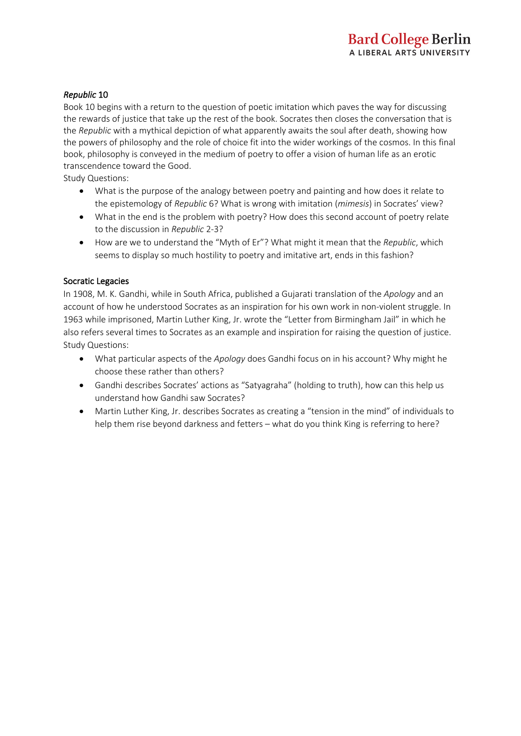### *Republic* 10

Book 10 begins with a return to the question of poetic imitation which paves the way for discussing the rewards of justice that take up the rest of the book. Socrates then closes the conversation that is the *Republic* with a mythical depiction of what apparently awaits the soul after death, showing how the powers of philosophy and the role of choice fit into the wider workings of the cosmos. In this final book, philosophy is conveyed in the medium of poetry to offer a vision of human life as an erotic transcendence toward the Good.

Study Questions:

- What is the purpose of the analogy between poetry and painting and how does it relate to the epistemology of *Republic* 6? What is wrong with imitation (*mimesis*) in Socrates' view?
- What in the end is the problem with poetry? How does this second account of poetry relate to the discussion in *Republic* 2-3?
- How are we to understand the "Myth of Er"? What might it mean that the *Republic*, which seems to display so much hostility to poetry and imitative art, ends in this fashion?

### Socratic Legacies

In 1908, M. K. Gandhi, while in South Africa, published a Gujarati translation of the *Apology* and an account of how he understood Socrates as an inspiration for his own work in non-violent struggle. In 1963 while imprisoned, Martin Luther King, Jr. wrote the "Letter from Birmingham Jail" in which he also refers several times to Socrates as an example and inspiration for raising the question of justice.

Study Questions:

- What particular aspects of the *Apology* does Gandhi focus on in his account? Why might he choose these rather than others?
- Gandhi describes Socrates' actions as "Satyagraha" (holding to truth), how can this help us understand how Gandhi saw Socrates?
- Martin Luther King, Jr. describes Socrates as creating a "tension in the mind" of individuals to help them rise beyond darkness and fetters – what do you think King is referring to here?